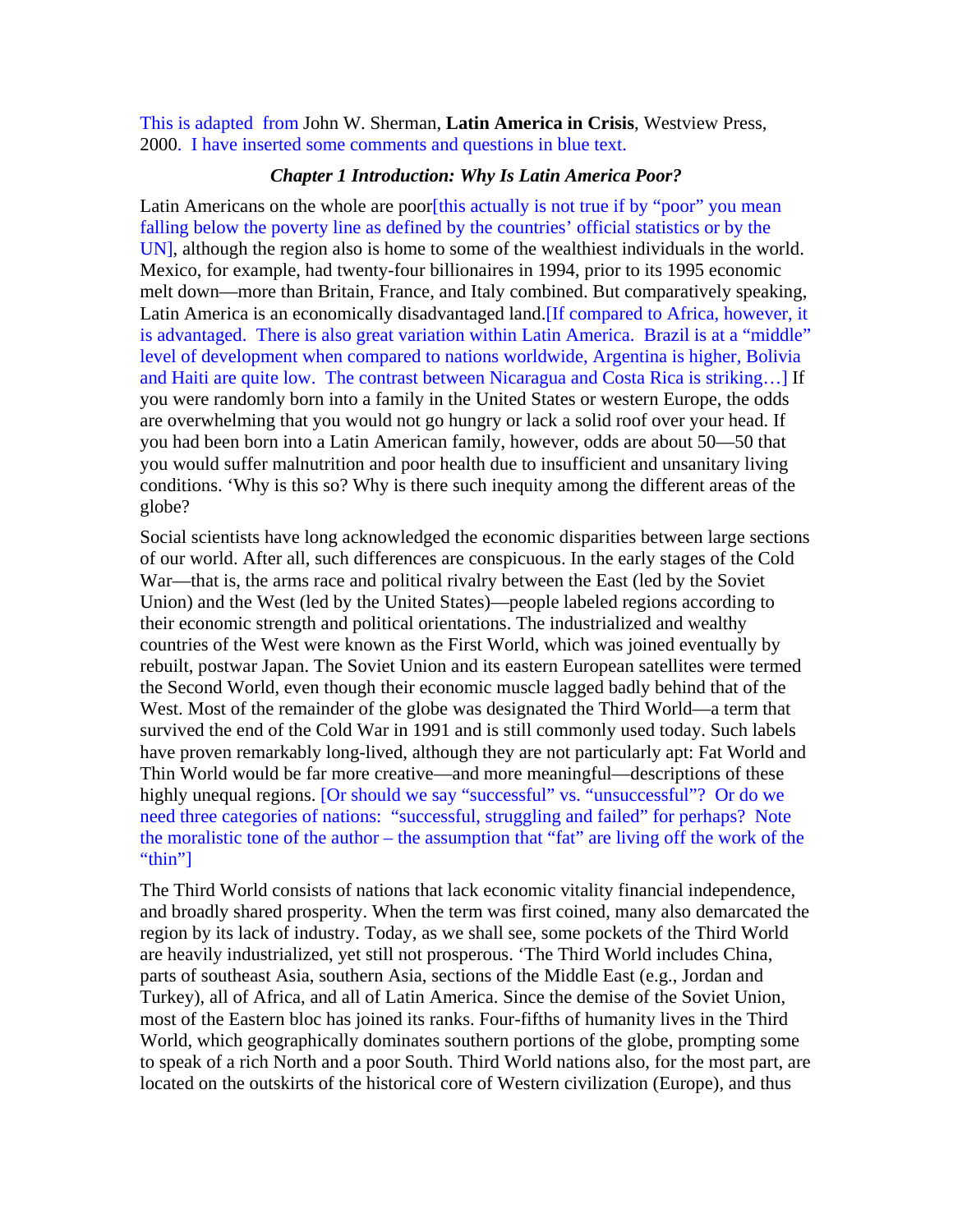This is adapted from John W. Sherman, **Latin America in Crisis**, Westview Press, 2000. I have inserted some comments and questions in blue text.

### *Chapter 1 Introduction: Why Is Latin America Poor?*

Latin Americans on the whole are poor[this actually is not true if by "poor" you mean falling below the poverty line as defined by the countries' official statistics or by the UN], although the region also is home to some of the wealthiest individuals in the world. Mexico, for example, had twenty-four billionaires in 1994, prior to its 1995 economic melt down—more than Britain, France, and Italy combined. But comparatively speaking, Latin America is an economically disadvantaged land.[If compared to Africa, however, it is advantaged. There is also great variation within Latin America. Brazil is at a "middle" level of development when compared to nations worldwide, Argentina is higher, Bolivia and Haiti are quite low. The contrast between Nicaragua and Costa Rica is striking…] If you were randomly born into a family in the United States or western Europe, the odds are overwhelming that you would not go hungry or lack a solid roof over your head. If you had been born into a Latin American family, however, odds are about 50—50 that you would suffer malnutrition and poor health due to insufficient and unsanitary living conditions. 'Why is this so? Why is there such inequity among the different areas of the globe?

Social scientists have long acknowledged the economic disparities between large sections of our world. After all, such differences are conspicuous. In the early stages of the Cold War—that is, the arms race and political rivalry between the East (led by the Soviet Union) and the West (led by the United States)—people labeled regions according to their economic strength and political orientations. The industrialized and wealthy countries of the West were known as the First World, which was joined eventually by rebuilt, postwar Japan. The Soviet Union and its eastern European satellites were termed the Second World, even though their economic muscle lagged badly behind that of the West. Most of the remainder of the globe was designated the Third World—a term that survived the end of the Cold War in 1991 and is still commonly used today. Such labels have proven remarkably long-lived, although they are not particularly apt: Fat World and Thin World would be far more creative—and more meaningful—descriptions of these highly unequal regions. [Or should we say "successful" vs. "unsuccessful"? Or do we need three categories of nations: "successful, struggling and failed" for perhaps? Note the moralistic tone of the author – the assumption that "fat" are living off the work of the "thin"]

The Third World consists of nations that lack economic vitality financial independence, and broadly shared prosperity. When the term was first coined, many also demarcated the region by its lack of industry. Today, as we shall see, some pockets of the Third World are heavily industrialized, yet still not prosperous. 'The Third World includes China, parts of southeast Asia, southern Asia, sections of the Middle East (e.g., Jordan and Turkey), all of Africa, and all of Latin America. Since the demise of the Soviet Union, most of the Eastern bloc has joined its ranks. Four-fifths of humanity lives in the Third World, which geographically dominates southern portions of the globe, prompting some to speak of a rich North and a poor South. Third World nations also, for the most part, are located on the outskirts of the historical core of Western civilization (Europe), and thus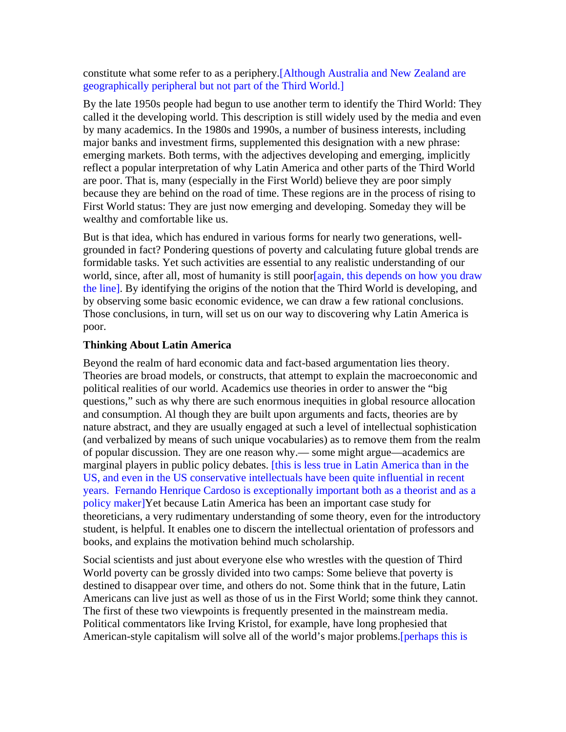constitute what some refer to as a periphery.[Although Australia and New Zealand are geographically peripheral but not part of the Third World.]

By the late 1950s people had begun to use another term to identify the Third World: They called it the developing world. This description is still widely used by the media and even by many academics. In the 1980s and 1990s, a number of business interests, including major banks and investment firms, supplemented this designation with a new phrase: emerging markets. Both terms, with the adjectives developing and emerging, implicitly reflect a popular interpretation of why Latin America and other parts of the Third World are poor. That is, many (especially in the First World) believe they are poor simply because they are behind on the road of time. These regions are in the process of rising to First World status: They are just now emerging and developing. Someday they will be wealthy and comfortable like us.

But is that idea, which has endured in various forms for nearly two generations, well-grounded in fact? Pondering questions of poverty and calculating future global trends are formidable tasks. Yet such activities are essential to any realistic understanding of our world, since, after all, most of humanity is still poor[again, this depends on how you draw the line]. By identifying the origins of the notion that the Third World is developing, and by observing some basic economic evidence, we can draw a few rational conclusions. Those conclusions, in turn, will set us on our way to discovering why Latin America is poor.

**Thinking About Latin America**

Beyond the realm of hard economic data and fact-based argumentation lies theory. Theories are broad models, or constructs, that attempt to explain the macroeconomic and political realities of our world. Academics use theories in order to answer the "big questions," such as why there are such enormous inequities in global resource allocation and consumption. Al though they are built upon arguments and facts, theories are by nature abstract, and they are usually engaged at such a level of intellectual sophistication (and verbalized by means of such unique vocabularies) as to remove them from the realm of popular discussion. They are one reason why.— some might argue—academics are marginal players in public policy debates. [this is less true in Latin America than in the US, and even in the US conservative intellectuals have been quite influential in recent years. Fernando Henrique Cardoso is exceptionally important both as a theorist and as a policy maker]Yet because Latin America has been an important case study for theoreticians, a very rudimentary understanding of some theory, even for the introductory student, is helpful. It enables one to discern the intellectual orientation of professors and books, and explains the motivation behind much scholarship.

Social scientists and just about everyone else who wrestles with the question of Third World poverty can be grossly divided into two camps: Some believe that poverty is destined to disappear over time, and others do not. Some think that in the future, Latin Americans can live just as well as those of us in the First World; some think they cannot. The first of these two viewpoints is frequently presented in the mainstream media. Political commentators like Irving Kristol, for example, have long prophesied that American-style capitalism will solve all of the world's major problems.[perhaps this is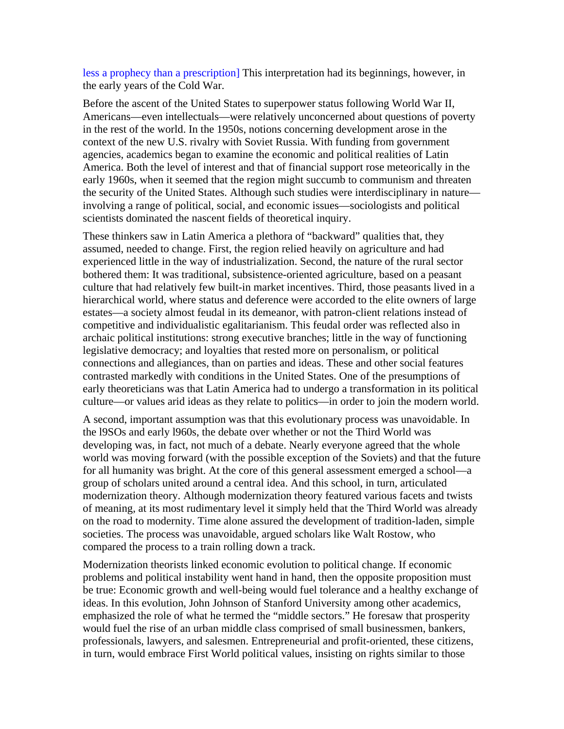less a prophecy than a prescription] This interpretation had its beginnings, however, in the early years of the Cold War.

Before the ascent of the United States to superpower status following World War II, Americans—even intellectuals—were relatively unconcerned about questions of poverty in the rest of the world. In the 1950s, notions concerning development arose in the context of the new U.S. rivalry with Soviet Russia. With funding from government agencies, academics began to examine the economic and political realities of Latin America. Both the level of interest and that of financial support rose meteorically in the early 1960s, when it seemed that the region might succumb to communism and threaten the security of the United States. Although such studies were interdisciplinary in nature—involving a range of political, social, and economic issues—sociologists and political scientists dominated the nascent fields of theoretical inquiry.

These thinkers saw in Latin America a plethora of "backward" qualities that, they assumed, needed to change. First, the region relied heavily on agriculture and had experienced little in the way of industrialization. Second, the nature of the rural sector bothered them: It was traditional, subsistence-oriented agriculture, based on a peasant culture that had relatively few built-in market incentives. Third, those peasants lived in a hierarchical world, where status and deference were accorded to the elite owners of large estates—a society almost feudal in its demeanor, with patron-client relations instead of competitive and individualistic egalitarianism. This feudal order was reflected also in archaic political institutions: strong executive branches; little in the way of functioning legislative democracy; and loyalties that rested more on personalism, or political connections and allegiances, than on parties and ideas. These and other social features contrasted markedly with conditions in the United States. One of the presumptions of early theoreticians was that Latin America had to undergo a transformation in its political culture—or values arid ideas as they relate to politics—in order to join the modern world.

A second, important assumption was that this evolutionary process was unavoidable. In the l9SOs and early l960s, the debate over whether or not the Third World was developing was, in fact, not much of a debate. Nearly everyone agreed that the whole world was moving forward (with the possible exception of the Soviets) and that the future for all humanity was bright. At the core of this general assessment emerged a school—a group of scholars united around a central idea. And this school, in turn, articulated modernization theory. Although modernization theory featured various facets and twists of meaning, at its most rudimentary level it simply held that the Third World was already on the road to modernity. Time alone assured the development of tradition-laden, simple societies. The process was unavoidable, argued scholars like Walt Rostow, who compared the process to a train rolling down a track.

Modernization theorists linked economic evolution to political change. If economic problems and political instability went hand in hand, then the opposite proposition must be true: Economic growth and well-being would fuel tolerance and a healthy exchange of ideas. In this evolution, John Johnson of Stanford University among other academics, emphasized the role of what he termed the "middle sectors." He foresaw that prosperity would fuel the rise of an urban middle class comprised of small businessmen, bankers, professionals, lawyers, and salesmen. Entrepreneurial and profit-oriented, these citizens, in turn, would embrace First World political values, insisting on rights similar to those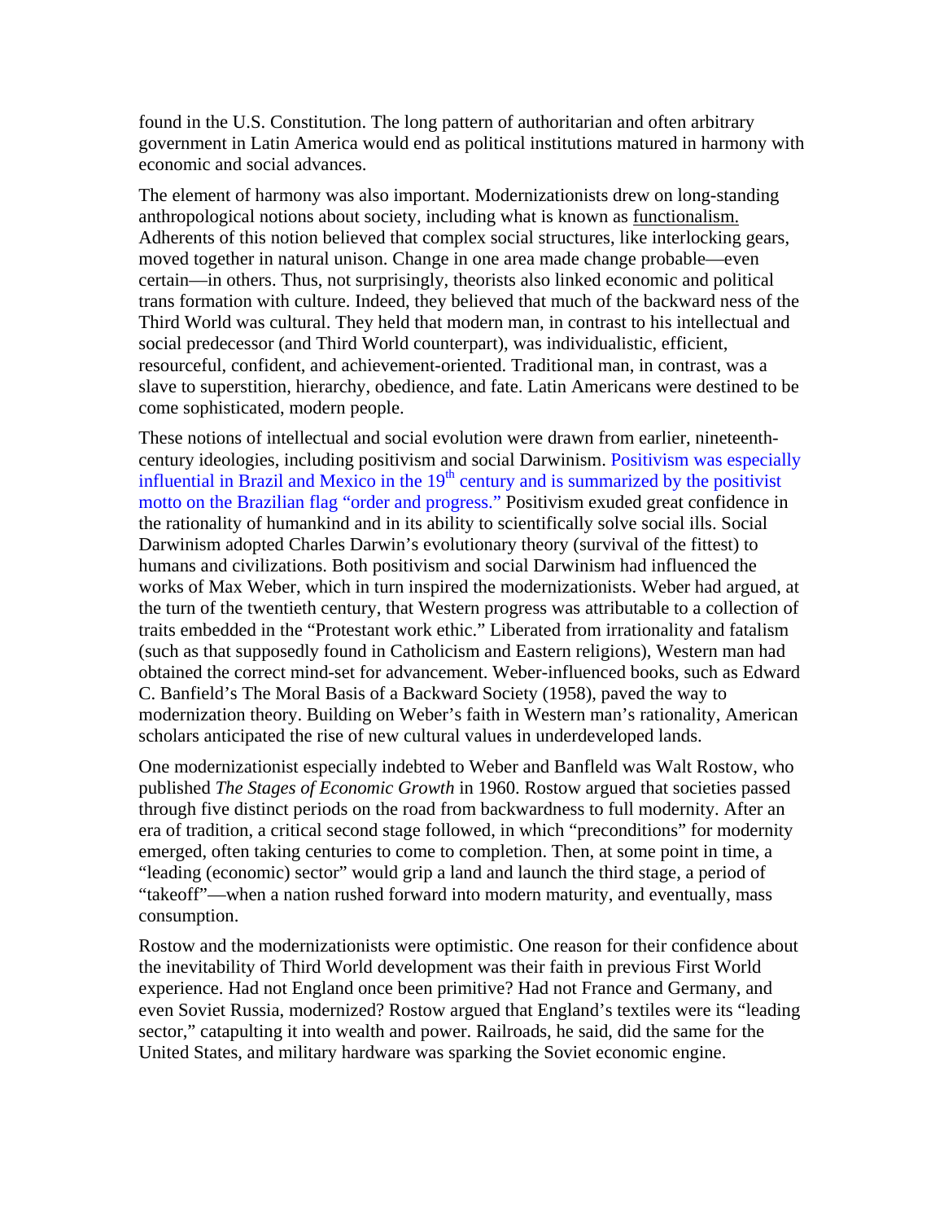found in the U.S. Constitution. The long pattern of authoritarian and often arbitrary government in Latin America would end as political institutions matured in harmony with economic and social advances.

The element of harmony was also important. Modernizationists drew on long-standing anthropological notions about society, including what is known as functionalism. Adherents of this notion believed that complex social structures, like interlocking gears, moved together in natural unison. Change in one area made change probable—even certain—in others. Thus, not surprisingly, theorists also linked economic and political trans formation with culture. Indeed, they believed that much of the backward ness of the Third World was cultural. They held that modern man, in contrast to his intellectual and social predecessor (and Third World counterpart), was individualistic, efficient, resourceful, confident, and achievement-oriented. Traditional man, in contrast, was a slave to superstition, hierarchy, obedience, and fate. Latin Americans were destined to be come sophisticated, modern people.

These notions of intellectual and social evolution were drawn from earlier, nineteenth-century ideologies, including positivism and social Darwinism. Positivism was especially influential in Brazil and Mexico in the 19th century and is summarized by the positivist motto on the Brazilian flag "order and progress." Positivism exuded great confidence in the rationality of humankind and in its ability to scientifically solve social ills. Social Darwinism adopted Charles Darwin's evolutionary theory (survival of the fittest) to humans and civilizations. Both positivism and social Darwinism had influenced the works of Max Weber, which in turn inspired the modernizationists. Weber had argued, at the turn of the twentieth century, that Western progress was attributable to a collection of traits embedded in the "Protestant work ethic." Liberated from irrationality and fatalism (such as that supposedly found in Catholicism and Eastern religions), Western man had obtained the correct mind-set for advancement. Weber-influenced books, such as Edward C. Banfield's The Moral Basis of a Backward Society (1958), paved the way to modernization theory. Building on Weber's faith in Western man's rationality, American scholars anticipated the rise of new cultural values in underdeveloped lands.

One modernizationist especially indebted to Weber and Banfleld was Walt Rostow, who published *The Stages of Economic Growth* in 1960. Rostow argued that societies passed through five distinct periods on the road from backwardness to full modernity. After an era of tradition, a critical second stage followed, in which "preconditions" for modernity emerged, often taking centuries to come to completion. Then, at some point in time, a "leading (economic) sector" would grip a land and launch the third stage, a period of "takeoff"—when a nation rushed forward into modern maturity, and eventually, mass consumption.

Rostow and the modernizationists were optimistic. One reason for their confidence about the inevitability of Third World development was their faith in previous First World experience. Had not England once been primitive? Had not France and Germany, and even Soviet Russia, modernized? Rostow argued that England's textiles were its "leading sector," catapulting it into wealth and power. Railroads, he said, did the same for the United States, and military hardware was sparking the Soviet economic engine.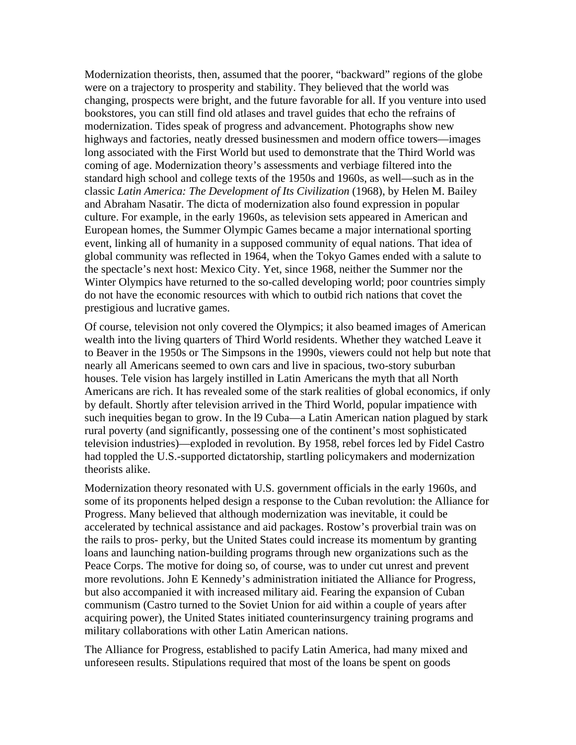Modernization theorists, then, assumed that the poorer, "backward" regions of the globe were on a trajectory to prosperity and stability. They believed that the world was changing, prospects were bright, and the future favorable for all. If you venture into used bookstores, you can still find old atlases and travel guides that echo the refrains of modernization. Tides speak of progress and advancement. Photographs show new highways and factories, neatly dressed businessmen and modern office towers—images long associated with the First World but used to demonstrate that the Third World was coming of age. Modernization theory's assessments and verbiage filtered into the standard high school and college texts of the 1950s and 1960s, as well—such as in the classic *Latin America: The Development of Its Civilization* (1968), by Helen M. Bailey and Abraham Nasatir. The dicta of modernization also found expression in popular culture. For example, in the early 1960s, as television sets appeared in American and European homes, the Summer Olympic Games became a major international sporting event, linking all of humanity in a supposed community of equal nations. That idea of global community was reflected in 1964, when the Tokyo Games ended with a salute to the spectacle's next host: Mexico City. Yet, since 1968, neither the Summer nor the Winter Olympics have returned to the so-called developing world; poor countries simply do not have the economic resources with which to outbid rich nations that covet the prestigious and lucrative games.

Of course, television not only covered the Olympics; it also beamed images of American wealth into the living quarters of Third World residents. Whether they watched Leave it to Beaver in the 1950s or The Simpsons in the 1990s, viewers could not help but note that nearly all Americans seemed to own cars and live in spacious, two-story suburban houses. Tele vision has largely instilled in Latin Americans the myth that all North Americans are rich. It has revealed some of the stark realities of global economics, if only by default. Shortly after television arrived in the Third World, popular impatience with such inequities began to grow. In the l9 Cuba—a Latin American nation plagued by stark rural poverty (and significantly, possessing one of the continent's most sophisticated television industries)—exploded in revolution. By 1958, rebel forces led by Fidel Castro had toppled the U.S.-supported dictatorship, startling policymakers and modernization theorists alike.

Modernization theory resonated with U.S. government officials in the early 1960s, and some of its proponents helped design a response to the Cuban revolution: the Alliance for Progress. Many believed that although modernization was inevitable, it could be accelerated by technical assistance and aid packages. Rostow's proverbial train was on the rails to pros- perky, but the United States could increase its momentum by granting loans and launching nation-building programs through new organizations such as the Peace Corps. The motive for doing so, of course, was to under cut unrest and prevent more revolutions. John E Kennedy's administration initiated the Alliance for Progress, but also accompanied it with increased military aid. Fearing the expansion of Cuban communism (Castro turned to the Soviet Union for aid within a couple of years after acquiring power), the United States initiated counterinsurgency training programs and military collaborations with other Latin American nations.

The Alliance for Progress, established to pacify Latin America, had many mixed and unforeseen results. Stipulations required that most of the loans be spent on goods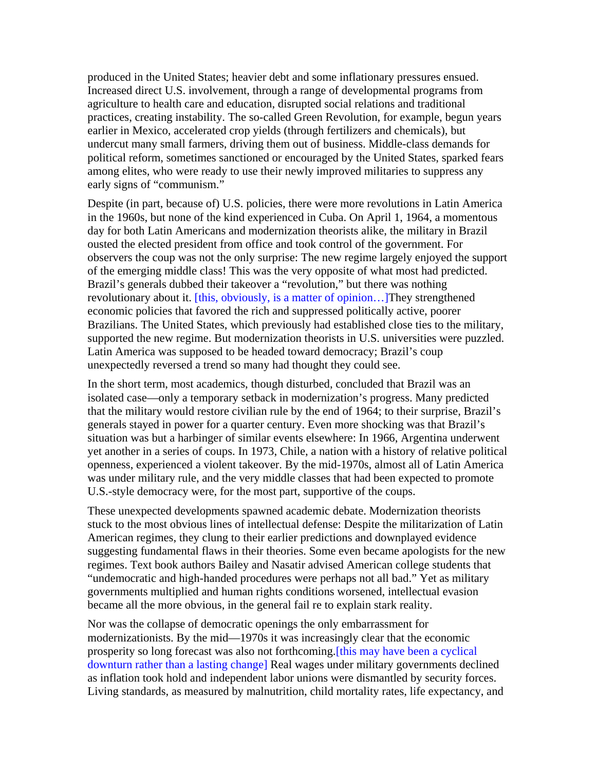produced in the United States; heavier debt and some inflationary pressures ensued. Increased direct U.S. involvement, through a range of developmental programs from agriculture to health care and education, disrupted social relations and traditional practices, creating instability. The so-called Green Revolution, for example, begun years earlier in Mexico, accelerated crop yields (through fertilizers and chemicals), but undercut many small farmers, driving them out of business. Middle-class demands for political reform, sometimes sanctioned or encouraged by the United States, sparked fears among elites, who were ready to use their newly improved militaries to suppress any early signs of "communism."

Despite (in part, because of) U.S. policies, there were more revolutions in Latin America in the 1960s, but none of the kind experienced in Cuba. On April 1, 1964, a momentous day for both Latin Americans and modernization theorists alike, the military in Brazil ousted the elected president from office and took control of the government. For observers the coup was not the only surprise: The new regime largely enjoyed the support of the emerging middle class! This was the very opposite of what most had predicted. Brazil's generals dubbed their takeover a "revolution," but there was nothing revolutionary about it. [this, obviously, is a matter of opinion…]They strengthened economic policies that favored the rich and suppressed politically active, poorer Brazilians. The United States, which previously had established close ties to the military, supported the new regime. But modernization theorists in U.S. universities were puzzled. Latin America was supposed to be headed toward democracy; Brazil's coup unexpectedly reversed a trend so many had thought they could see.

In the short term, most academics, though disturbed, concluded that Brazil was an isolated case—only a temporary setback in modernization's progress. Many predicted that the military would restore civilian rule by the end of 1964; to their surprise, Brazil's generals stayed in power for a quarter century. Even more shocking was that Brazil's situation was but a harbinger of similar events elsewhere: In 1966, Argentina underwent yet another in a series of coups. In 1973, Chile, a nation with a history of relative political openness, experienced a violent takeover. By the mid-1970s, almost all of Latin America was under military rule, and the very middle classes that had been expected to promote U.S.-style democracy were, for the most part, supportive of the coups.

These unexpected developments spawned academic debate. Modernization theorists stuck to the most obvious lines of intellectual defense: Despite the militarization of Latin American regimes, they clung to their earlier predictions and downplayed evidence suggesting fundamental flaws in their theories. Some even became apologists for the new regimes. Text book authors Bailey and Nasatir advised American college students that "undemocratic and high-handed procedures were perhaps not all bad." Yet as military governments multiplied and human rights conditions worsened, intellectual evasion became all the more obvious, in the general fail re to explain stark reality.

Nor was the collapse of democratic openings the only embarrassment for modernizationists. By the mid—1970s it was increasingly clear that the economic prosperity so long forecast was also not forthcoming.[this may have been a cyclical downturn rather than a lasting change] Real wages under military governments declined as inflation took hold and independent labor unions were dismantled by security forces. Living standards, as measured by malnutrition, child mortality rates, life expectancy, and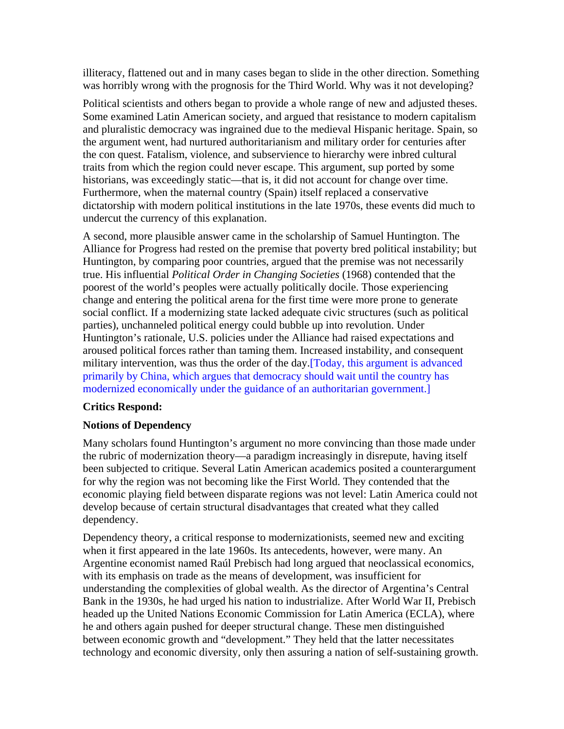illiteracy, flattened out and in many cases began to slide in the other direction. Something was horribly wrong with the prognosis for the Third World. Why was it not developing?

Political scientists and others began to provide a whole range of new and adjusted theses. Some examined Latin American society, and argued that resistance to modern capitalism and pluralistic democracy was ingrained due to the medieval Hispanic heritage. Spain, so the argument went, had nurtured authoritarianism and military order for centuries after the con quest. Fatalism, violence, and subservience to hierarchy were inbred cultural traits from which the region could never escape. This argument, sup ported by some historians, was exceedingly static—that is, it did not account for change over time. Furthermore, when the maternal country (Spain) itself replaced a conservative dictatorship with modern political institutions in the late 1970s, these events did much to undercut the currency of this explanation.

A second, more plausible answer came in the scholarship of Samuel Huntington. The Alliance for Progress had rested on the premise that poverty bred political instability; but Huntington, by comparing poor countries, argued that the premise was not necessarily true. His influential *Political Order in Changing Societies* (1968) contended that the poorest of the world's peoples were actually politically docile. Those experiencing change and entering the political arena for the first time were more prone to generate social conflict. If a modernizing state lacked adequate civic structures (such as political parties), unchanneled political energy could bubble up into revolution. Under Huntington's rationale, U.S. policies under the Alliance had raised expectations and aroused political forces rather than taming them. Increased instability, and consequent military intervention, was thus the order of the day.[Today, this argument is advanced primarily by China, which argues that democracy should wait until the country has modernized economically under the guidance of an authoritarian government.]

**Critics Respond:**

**Notions of Dependency**

Many scholars found Huntington's argument no more convincing than those made under the rubric of modernization theory—a paradigm increasingly in disrepute, having itself been subjected to critique. Several Latin American academics posited a counterargument for why the region was not becoming like the First World. They contended that the economic playing field between disparate regions was not level: Latin America could not develop because of certain structural disadvantages that created what they called dependency.

Dependency theory, a critical response to modernizationists, seemed new and exciting when it first appeared in the late 1960s. Its antecedents, however, were many. An Argentine economist named Raúl Prebisch had long argued that neoclassical economics, with its emphasis on trade as the means of development, was insufficient for understanding the complexities of global wealth. As the director of Argentina's Central Bank in the 1930s, he had urged his nation to industrialize. After World War II, Prebisch headed up the United Nations Economic Commission for Latin America (ECLA), where he and others again pushed for deeper structural change. These men distinguished between economic growth and "development." They held that the latter necessitates technology and economic diversity, only then assuring a nation of self-sustaining growth.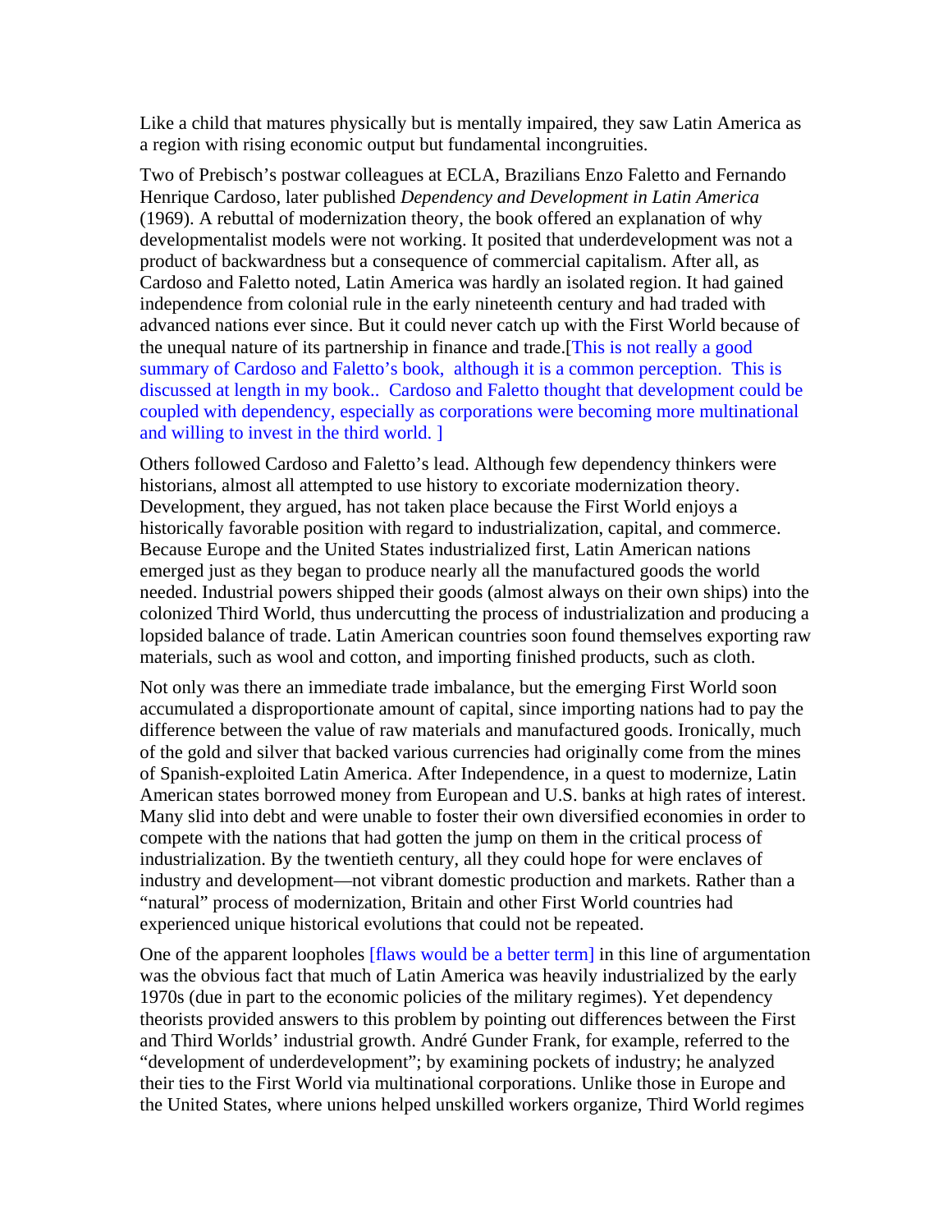Like a child that matures physically but is mentally impaired, they saw Latin America as a region with rising economic output but fundamental incongruities.

Two of Prebisch's postwar colleagues at ECLA, Brazilians Enzo Faletto and Fernando Henrique Cardoso, later published *Dependency and Development in Latin America* (1969). A rebuttal of modernization theory, the book offered an explanation of why developmentalist models were not working. It posited that underdevelopment was not a product of backwardness but a consequence of commercial capitalism. After all, as Cardoso and Faletto noted, Latin America was hardly an isolated region. It had gained independence from colonial rule in the early nineteenth century and had traded with advanced nations ever since. But it could never catch up with the First World because of the unequal nature of its partnership in finance and trade.[This is not really a good summary of Cardoso and Faletto's book, although it is a common perception. This is discussed at length in my book.. Cardoso and Faletto thought that development could be coupled with dependency, especially as corporations were becoming more multinational and willing to invest in the third world. ]

Others followed Cardoso and Faletto's lead. Although few dependency thinkers were historians, almost all attempted to use history to excoriate modernization theory. Development, they argued, has not taken place because the First World enjoys a historically favorable position with regard to industrialization, capital, and commerce. Because Europe and the United States industrialized first, Latin American nations emerged just as they began to produce nearly all the manufactured goods the world needed. Industrial powers shipped their goods (almost always on their own ships) into the colonized Third World, thus undercutting the process of industrialization and producing a lopsided balance of trade. Latin American countries soon found themselves exporting raw materials, such as wool and cotton, and importing finished products, such as cloth.

Not only was there an immediate trade imbalance, but the emerging First World soon accumulated a disproportionate amount of capital, since importing nations had to pay the difference between the value of raw materials and manufactured goods. Ironically, much of the gold and silver that backed various currencies had originally come from the mines of Spanish-exploited Latin America. After Independence, in a quest to modernize, Latin American states borrowed money from European and U.S. banks at high rates of interest. Many slid into debt and were unable to foster their own diversified economies in order to compete with the nations that had gotten the jump on them in the critical process of industrialization. By the twentieth century, all they could hope for were enclaves of industry and development—not vibrant domestic production and markets. Rather than a "natural" process of modernization, Britain and other First World countries had experienced unique historical evolutions that could not be repeated.

One of the apparent loopholes [flaws would be a better term] in this line of argumentation was the obvious fact that much of Latin America was heavily industrialized by the early 1970s (due in part to the economic policies of the military regimes). Yet dependency theorists provided answers to this problem by pointing out differences between the First and Third Worlds' industrial growth. André Gunder Frank, for example, referred to the "development of underdevelopment"; by examining pockets of industry; he analyzed their ties to the First World via multinational corporations. Unlike those in Europe and the United States, where unions helped unskilled workers organize, Third World regimes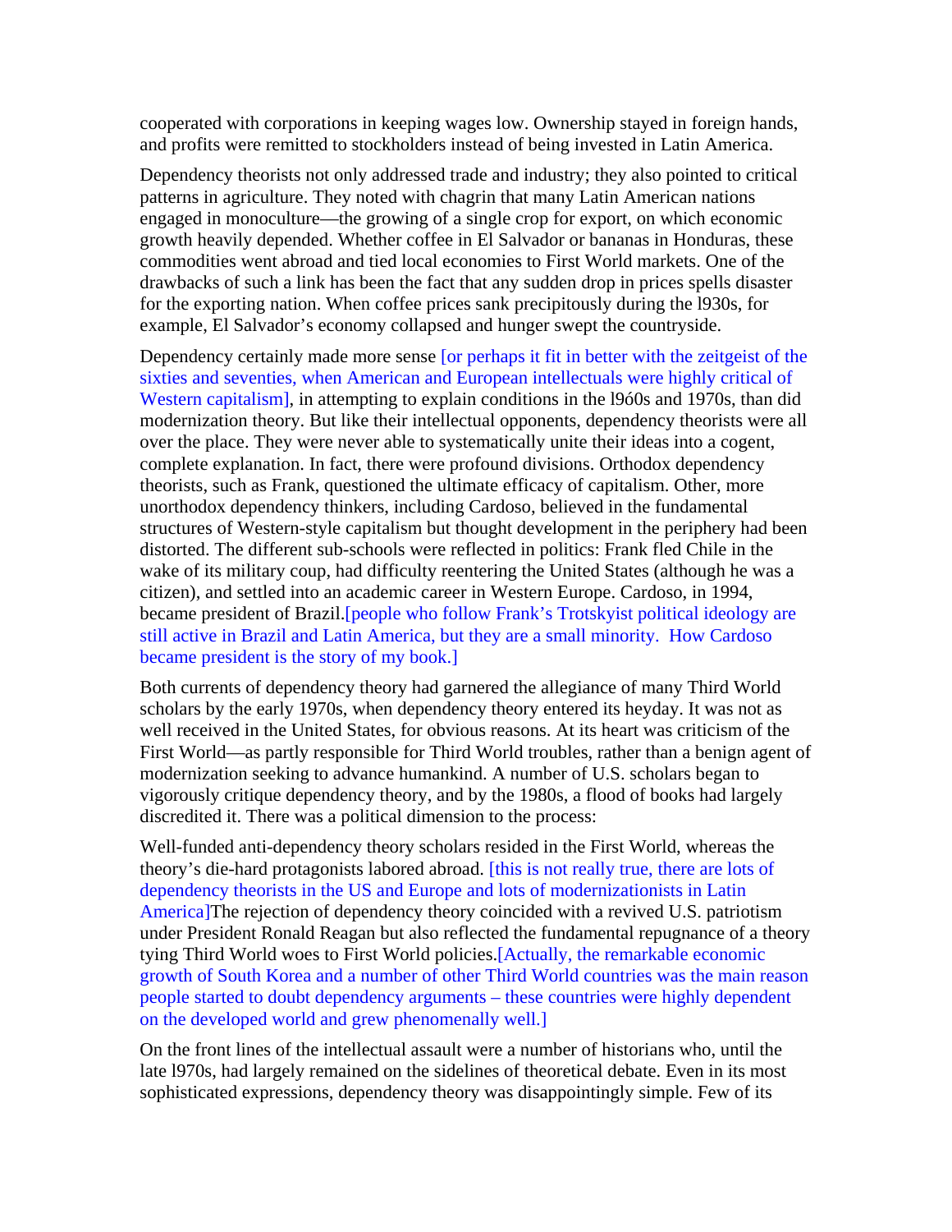cooperated with corporations in keeping wages low. Ownership stayed in foreign hands, and profits were remitted to stockholders instead of being invested in Latin America.

Dependency theorists not only addressed trade and industry; they also pointed to critical patterns in agriculture. They noted with chagrin that many Latin American nations engaged in monoculture—the growing of a single crop for export, on which economic growth heavily depended. Whether coffee in El Salvador or bananas in Honduras, these commodities went abroad and tied local economies to First World markets. One of the drawbacks of such a link has been the fact that any sudden drop in prices spells disaster for the exporting nation. When coffee prices sank precipitously during the l930s, for example, El Salvador's economy collapsed and hunger swept the countryside.

Dependency certainly made more sense [or perhaps it fit in better with the zeitgeist of the sixties and seventies, when American and European intellectuals were highly critical of Western capitalism], in attempting to explain conditions in the l9ó0s and 1970s, than did modernization theory. But like their intellectual opponents, dependency theorists were all over the place. They were never able to systematically unite their ideas into a cogent, complete explanation. In fact, there were profound divisions. Orthodox dependency theorists, such as Frank, questioned the ultimate efficacy of capitalism. Other, more unorthodox dependency thinkers, including Cardoso, believed in the fundamental structures of Western-style capitalism but thought development in the periphery had been distorted. The different sub-schools were reflected in politics: Frank fled Chile in the wake of its military coup, had difficulty reentering the United States (although he was a citizen), and settled into an academic career in Western Europe. Cardoso, in 1994, became president of Brazil.[people who follow Frank's Trotskyist political ideology are still active in Brazil and Latin America, but they are a small minority. How Cardoso became president is the story of my book.]

Both currents of dependency theory had garnered the allegiance of many Third World scholars by the early 1970s, when dependency theory entered its heyday. It was not as well received in the United States, for obvious reasons. At its heart was criticism of the First World—as partly responsible for Third World troubles, rather than a benign agent of modernization seeking to advance humankind. A number of U.S. scholars began to vigorously critique dependency theory, and by the 1980s, a flood of books had largely discredited it. There was a political dimension to the process:

Well-funded anti-dependency theory scholars resided in the First World, whereas the theory's die-hard protagonists labored abroad. [this is not really true, there are lots of dependency theorists in the US and Europe and lots of modernizationists in Latin America]The rejection of dependency theory coincided with a revived U.S. patriotism under President Ronald Reagan but also reflected the fundamental repugnance of a theory tying Third World woes to First World policies.[Actually, the remarkable economic growth of South Korea and a number of other Third World countries was the main reason people started to doubt dependency arguments – these countries were highly dependent on the developed world and grew phenomenally well.]

On the front lines of the intellectual assault were a number of historians who, until the late l970s, had largely remained on the sidelines of theoretical debate. Even in its most sophisticated expressions, dependency theory was disappointingly simple. Few of its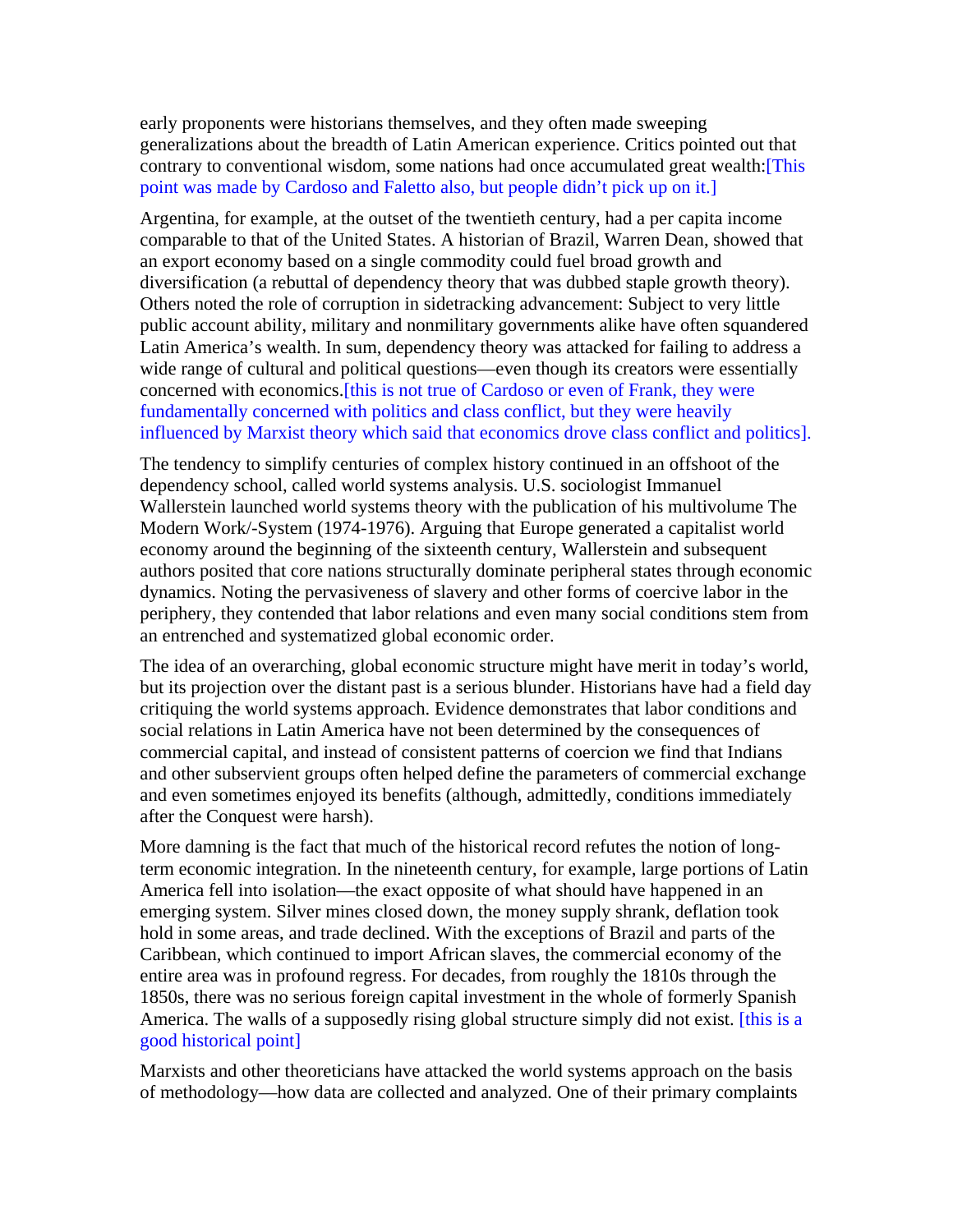early proponents were historians themselves, and they often made sweeping generalizations about the breadth of Latin American experience. Critics pointed out that contrary to conventional wisdom, some nations had once accumulated great wealth:[This point was made by Cardoso and Faletto also, but people didn't pick up on it.]

Argentina, for example, at the outset of the twentieth century, had a per capita income comparable to that of the United States. A historian of Brazil, Warren Dean, showed that an export economy based on a single commodity could fuel broad growth and diversification (a rebuttal of dependency theory that was dubbed staple growth theory). Others noted the role of corruption in sidetracking advancement: Subject to very little public account ability, military and nonmilitary governments alike have often squandered Latin America's wealth. In sum, dependency theory was attacked for failing to address a wide range of cultural and political questions—even though its creators were essentially concerned with economics.[this is not true of Cardoso or even of Frank, they were fundamentally concerned with politics and class conflict, but they were heavily influenced by Marxist theory which said that economics drove class conflict and politics].

The tendency to simplify centuries of complex history continued in an offshoot of the dependency school, called world systems analysis. U.S. sociologist Immanuel Wallerstein launched world systems theory with the publication of his multivolume The Modern Work/-System (1974-1976). Arguing that Europe generated a capitalist world economy around the beginning of the sixteenth century, Wallerstein and subsequent authors posited that core nations structurally dominate peripheral states through economic dynamics. Noting the pervasiveness of slavery and other forms of coercive labor in the periphery, they contended that labor relations and even many social conditions stem from an entrenched and systematized global economic order.

The idea of an overarching, global economic structure might have merit in today's world, but its projection over the distant past is a serious blunder. Historians have had a field day critiquing the world systems approach. Evidence demonstrates that labor conditions and social relations in Latin America have not been determined by the consequences of commercial capital, and instead of consistent patterns of coercion we find that Indians and other subservient groups often helped define the parameters of commercial exchange and even sometimes enjoyed its benefits (although, admittedly, conditions immediately after the Conquest were harsh).

More damning is the fact that much of the historical record refutes the notion of long-term economic integration. In the nineteenth century, for example, large portions of Latin America fell into isolation—the exact opposite of what should have happened in an emerging system. Silver mines closed down, the money supply shrank, deflation took hold in some areas, and trade declined. With the exceptions of Brazil and parts of the Caribbean, which continued to import African slaves, the commercial economy of the entire area was in profound regress. For decades, from roughly the 1810s through the 1850s, there was no serious foreign capital investment in the whole of formerly Spanish America. The walls of a supposedly rising global structure simply did not exist. [this is a good historical point]

Marxists and other theoreticians have attacked the world systems approach on the basis of methodology—how data are collected and analyzed. One of their primary complaints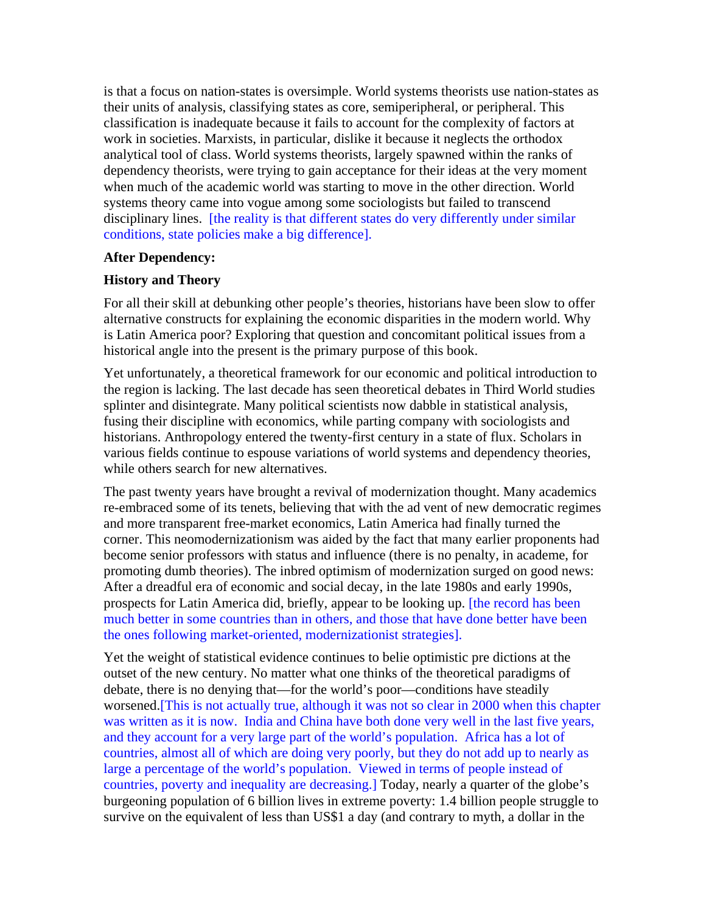is that a focus on nation-states is oversimple. World systems theorists use nation-states as their units of analysis, classifying states as core, semiperipheral, or peripheral. This classification is inadequate because it fails to account for the complexity of factors at work in societies. Marxists, in particular, dislike it because it neglects the orthodox analytical tool of class. World systems theorists, largely spawned within the ranks of dependency theorists, were trying to gain acceptance for their ideas at the very moment when much of the academic world was starting to move in the other direction. World systems theory came into vogue among some sociologists but failed to transcend disciplinary lines. [the reality is that different states do very differently under similar conditions, state policies make a big difference].

**After Dependency:**

**History and Theory**

For all their skill at debunking other people's theories, historians have been slow to offer alternative constructs for explaining the economic disparities in the modern world. Why is Latin America poor? Exploring that question and concomitant political issues from a historical angle into the present is the primary purpose of this book.

Yet unfortunately, a theoretical framework for our economic and political introduction to the region is lacking. The last decade has seen theoretical debates in Third World studies splinter and disintegrate. Many political scientists now dabble in statistical analysis, fusing their discipline with economics, while parting company with sociologists and historians. Anthropology entered the twenty-first century in a state of flux. Scholars in various fields continue to espouse variations of world systems and dependency theories, while others search for new alternatives.

The past twenty years have brought a revival of modernization thought. Many academics re-embraced some of its tenets, believing that with the ad vent of new democratic regimes and more transparent free-market economics, Latin America had finally turned the corner. This neomodernizationism was aided by the fact that many earlier proponents had become senior professors with status and influence (there is no penalty, in academe, for promoting dumb theories). The inbred optimism of modernization surged on good news: After a dreadful era of economic and social decay, in the late 1980s and early 1990s, prospects for Latin America did, briefly, appear to be looking up. [the record has been much better in some countries than in others, and those that have done better have been the ones following market-oriented, modernizationist strategies].

Yet the weight of statistical evidence continues to belie optimistic pre dictions at the outset of the new century. No matter what one thinks of the theoretical paradigms of debate, there is no denying that—for the world's poor—conditions have steadily worsened.[This is not actually true, although it was not so clear in 2000 when this chapter was written as it is now. India and China have both done very well in the last five years, and they account for a very large part of the world's population. Africa has a lot of countries, almost all of which are doing very poorly, but they do not add up to nearly as large a percentage of the world's population. Viewed in terms of people instead of countries, poverty and inequality are decreasing.] Today, nearly a quarter of the globe's burgeoning population of 6 billion lives in extreme poverty: 1.4 billion people struggle to survive on the equivalent of less than US$1 a day (and contrary to myth, a dollar in the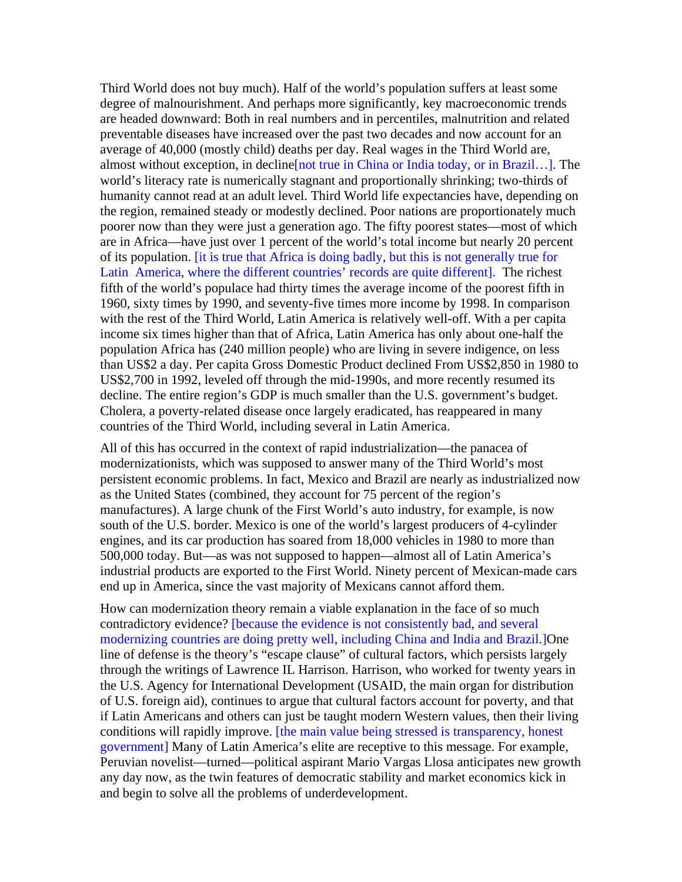Third World does not buy much). Half of the world's population suffers at least some degree of malnourishment. And perhaps more significantly, key macroeconomic trends are headed downward: Both in real numbers and in percentiles, malnutrition and related preventable diseases have increased over the past two decades and now account for an average of 40,000 (mostly child) deaths per day. Real wages in the Third World are, almost without exception, in decline[not true in China or India today, or in Brazil…]. The world's literacy rate is numerically stagnant and proportionally shrinking; two-thirds of humanity cannot read at an adult level. Third World life expectancies have, depending on the region, remained steady or modestly declined. Poor nations are proportionately much poorer now than they were just a generation ago. The fifty poorest states—most of which are in Africa—have just over 1 percent of the world's total income but nearly 20 percent of its population. [it is true that Africa is doing badly, but this is not generally true for Latin America, where the different countries' records are quite different]. The richest fifth of the world's populace had thirty times the average income of the poorest fifth in 1960, sixty times by 1990, and seventy-five times more income by 1998. In comparison with the rest of the Third World, Latin America is relatively well-off. With a per capita income six times higher than that of Africa, Latin America has only about one-half the population Africa has (240 million people) who are living in severe indigence, on less than US$2 a day. Per capita Gross Domestic Product declined From US$2,850 in 1980 to US$2,700 in 1992, leveled off through the mid-1990s, and more recently resumed its decline. The entire region's GDP is much smaller than the U.S. government's budget. Cholera, a poverty-related disease once largely eradicated, has reappeared in many countries of the Third World, including several in Latin America.

All of this has occurred in the context of rapid industrialization—the panacea of modernizationists, which was supposed to answer many of the Third World's most persistent economic problems. In fact, Mexico and Brazil are nearly as industrialized now as the United States (combined, they account for 75 percent of the region's manufactures). A large chunk of the First World's auto industry, for example, is now south of the U.S. border. Mexico is one of the world's largest producers of 4-cylinder engines, and its car production has soared from 18,000 vehicles in 1980 to more than 500,000 today. But—as was not supposed to happen—almost all of Latin America's industrial products are exported to the First World. Ninety percent of Mexican-made cars end up in America, since the vast majority of Mexicans cannot afford them.

How can modernization theory remain a viable explanation in the face of so much contradictory evidence? [because the evidence is not consistently bad, and several modernizing countries are doing pretty well, including China and India and Brazil.]One line of defense is the theory's "escape clause" of cultural factors, which persists largely through the writings of Lawrence IL Harrison. Harrison, who worked for twenty years in the U.S. Agency for International Development (USAID, the main organ for distribution of U.S. foreign aid), continues to argue that cultural factors account for poverty, and that if Latin Americans and others can just be taught modern Western values, then their living conditions will rapidly improve. [the main value being stressed is transparency, honest government] Many of Latin America's elite are receptive to this message. For example, Peruvian novelist—turned—political aspirant Mario Vargas Llosa anticipates new growth any day now, as the twin features of democratic stability and market economics kick in and begin to solve all the problems of underdevelopment.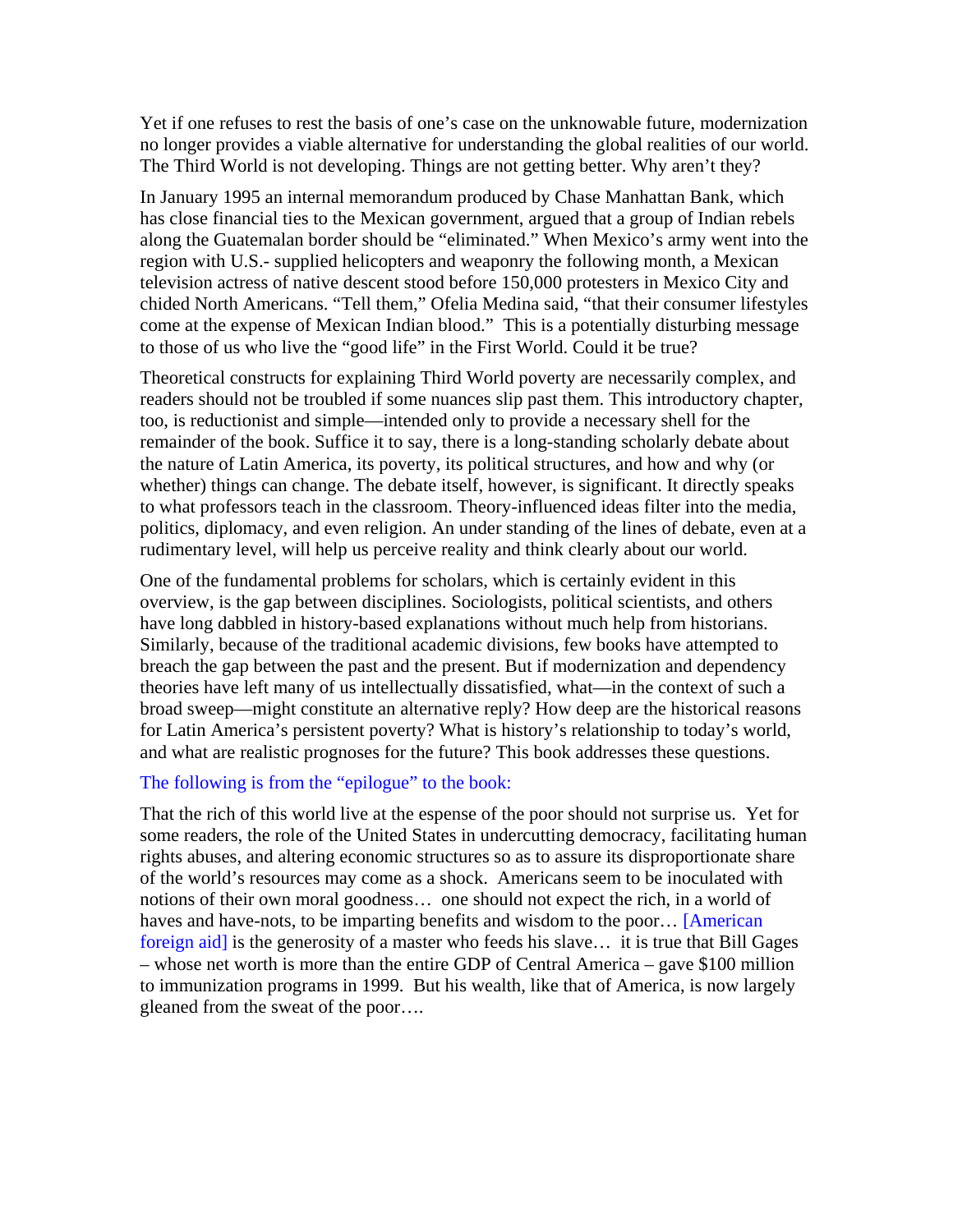Yet if one refuses to rest the basis of one's case on the unknowable future, modernization no longer provides a viable alternative for understanding the global realities of our world. The Third World is not developing. Things are not getting better. Why aren't they?

In January 1995 an internal memorandum produced by Chase Manhattan Bank, which has close financial ties to the Mexican government, argued that a group of Indian rebels along the Guatemalan border should be "eliminated." When Mexico's army went into the region with U.S.- supplied helicopters and weaponry the following month, a Mexican television actress of native descent stood before 150,000 protesters in Mexico City and chided North Americans. "Tell them," Ofelia Medina said, "that their consumer lifestyles come at the expense of Mexican Indian blood." This is a potentially disturbing message to those of us who live the "good life" in the First World. Could it be true?

Theoretical constructs for explaining Third World poverty are necessarily complex, and readers should not be troubled if some nuances slip past them. This introductory chapter, too, is reductionist and simple—intended only to provide a necessary shell for the remainder of the book. Suffice it to say, there is a long-standing scholarly debate about the nature of Latin America, its poverty, its political structures, and how and why (or whether) things can change. The debate itself, however, is significant. It directly speaks to what professors teach in the classroom. Theory-influenced ideas filter into the media, politics, diplomacy, and even religion. An under standing of the lines of debate, even at a rudimentary level, will help us perceive reality and think clearly about our world.

One of the fundamental problems for scholars, which is certainly evident in this overview, is the gap between disciplines. Sociologists, political scientists, and others have long dabbled in history-based explanations without much help from historians. Similarly, because of the traditional academic divisions, few books have attempted to breach the gap between the past and the present. But if modernization and dependency theories have left many of us intellectually dissatisfied, what—in the context of such a broad sweep—might constitute an alternative reply? How deep are the historical reasons for Latin America's persistent poverty? What is history's relationship to today's world, and what are realistic prognoses for the future? This book addresses these questions.

The following is from the "epilogue" to the book:

That the rich of this world live at the espense of the poor should not surprise us. Yet for some readers, the role of the United States in undercutting democracy, facilitating human rights abuses, and altering economic structures so as to assure its disproportionate share of the world's resources may come as a shock. Americans seem to be inoculated with notions of their own moral goodness… one should not expect the rich, in a world of haves and have-nots, to be imparting benefits and wisdom to the poor… [American foreign aid] is the generosity of a master who feeds his slave… it is true that Bill Gages – whose net worth is more than the entire GDP of Central America – gave $100 million to immunization programs in 1999. But his wealth, like that of America, is now largely gleaned from the sweat of the poor….